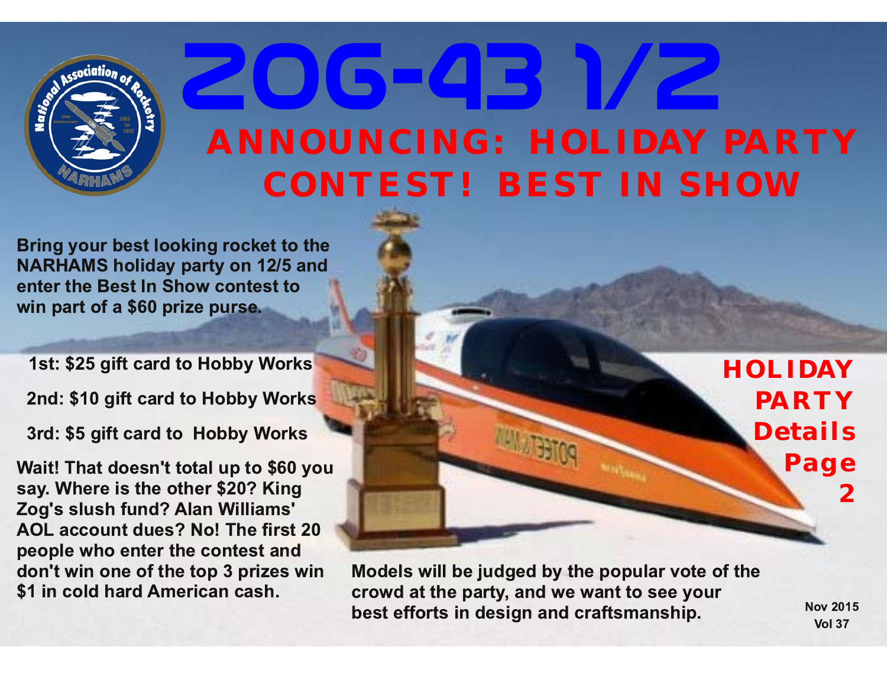# ZOG-43 1/2

## ANNOUNCING: HOLIDAY PARTY CONTEST! BEST IN SHOW

**Bring your best looking rocket to the NARHAMS holiday party on 12/5 and enter the Best In Show contest to win part of a $60 prize purse.**

**1st: $25 gift card to Hobby Works**

**2nd: $10 gift card to Hobby Works**

**3rd: $5 gift card to Hobby Works**

**Wait! That doesn't total up to $60 you say. Where is the other $20? King Zog's slush fund? Alan Williams' AOL account dues? No! The first 20 people who enter the contest and don't win one of the top 3 prizes win $1 in cold hard American cash.**

**HOLIDAY PARTY Details Page 2**

**Models will be judged by the popular vote of the crowd at the party, and we want to see your best efforts in design and craftsmanship.**

Nov 2015
Vol 37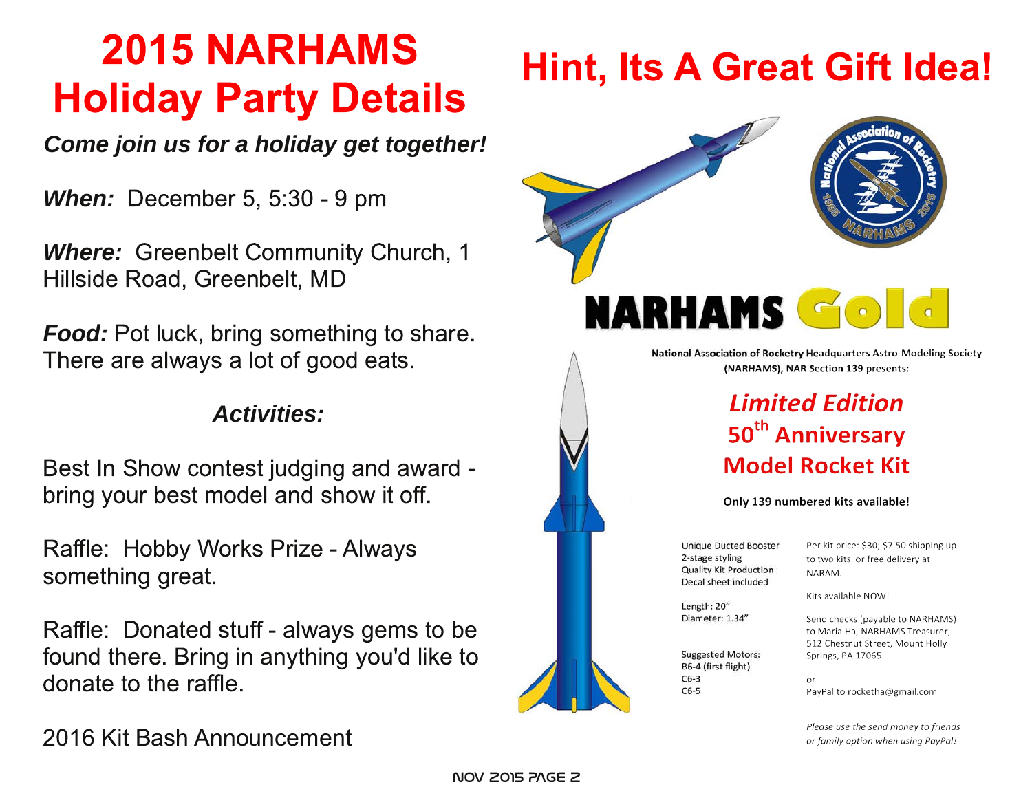# 2015 NARHAMS Holiday Party Details

***Come join us for a holiday get together!***

***When:*** December 5, 5:30 - 9 pm

***Where:*** Greenbelt Community Church, 1 Hillside Road, Greenbelt, MD

***Food:*** Pot luck, bring something to share. There are always a lot of good eats.

***Activities:***

Best In Show contest judging and award - bring your best model and show it off.

Raffle: Hobby Works Prize - Always something great.

Raffle: Donated stuff - always gems to be found there. Bring in anything you'd like to donate to the raffle.

2016 Kit Bash Announcement

# Hint, Its A Great Gift Idea!

National Association of Rocketry 1965 NARHAMS 2015

## NARHAMS Gold

**National Association of Rocketry Headquarters Astro-Modeling Society (NARHAMS), NAR Section 139 presents:**

### *Limited Edition 50th Anniversary* Model Rocket Kit

**Only 139 numbered kits available!**

Unique Ducted Booster
2-stage styling
Quality Kit Production
Decal sheet included

Length: 20"
Diameter: 1.34"

Suggested Motors:
B6-4 (first flight)
C6-3
C6-5

Per kit price: $30; $7.50 shipping up to two kits, or free delivery at NARAM.

Kits available NOW!

Send checks (payable to NARHAMS) to Maria Ha, NARHAMS Treasurer, 512 Chestnut Street, Mount Holly Springs, PA 17065

or

PayPal to rocketha@gmail.com

*Please use the send money to friends or family option when using PayPal!*